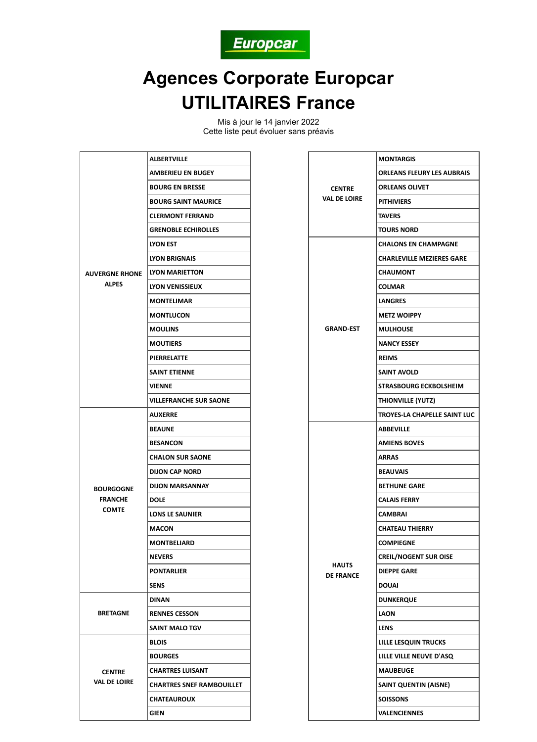Europcar

# Agences Corporate Europcar
# UTILITAIRES France

Mis à jour le 14 janvier 2022
Cette liste peut évoluer sans préavis

| Région | Agence |
|---|---|
| AUVERGNE RHONE ALPES | ALBERTVILLE |
| | AMBERIEU EN BUGEY |
| | BOURG EN BRESSE |
| | BOURG SAINT MAURICE |
| | CLERMONT FERRAND |
| | GRENOBLE ECHIROLLES |
| | LYON EST |
| | LYON BRIGNAIS |
| | LYON MARIETTON |
| | LYON VENISSIEUX |
| | MONTELIMAR |
| | MONTLUCON |
| | MOULINS |
| | MOUTIERS |
| | PIERRELATTE |
| | SAINT ETIENNE |
| | VIENNE |
| | VILLEFRANCHE SUR SAONE |
| BOURGOGNE FRANCHE COMTE | AUXERRE |
| | BEAUNE |
| | BESANCON |
| | CHALON SUR SAONE |
| | DIJON CAP NORD |
| | DIJON MARSANNAY |
| | DOLE |
| | LONS LE SAUNIER |
| | MACON |
| | MONTBELIARD |
| | NEVERS |
| | PONTARLIER |
| | SENS |
| BRETAGNE | DINAN |
| | RENNES CESSON |
| | SAINT MALO TGV |
| CENTRE VAL DE LOIRE | BLOIS |
| | BOURGES |
| | CHARTRES LUISANT |
| | CHARTRES SNEF RAMBOUILLET |
| | CHATEAUROUX |
| | GIEN |
| CENTRE VAL DE LOIRE | MONTARGIS |
| | ORLEANS FLEURY LES AUBRAIS |
| | ORLEANS OLIVET |
| | PITHIVIERS |
| | TAVERS |
| | TOURS NORD |
| GRAND-EST | CHALONS EN CHAMPAGNE |
| | CHARLEVILLE MEZIERES GARE |
| | CHAUMONT |
| | COLMAR |
| | LANGRES |
| | METZ WOIPPY |
| | MULHOUSE |
| | NANCY ESSEY |
| | REIMS |
| | SAINT AVOLD |
| | STRASBOURG ECKBOLSHEIM |
| | THIONVILLE (YUTZ) |
| | TROYES-LA CHAPELLE SAINT LUC |
| HAUTS DE FRANCE | ABBEVILLE |
| | AMIENS BOVES |
| | ARRAS |
| | BEAUVAIS |
| | BETHUNE GARE |
| | CALAIS FERRY |
| | CAMBRAI |
| | CHATEAU THIERRY |
| | COMPIEGNE |
| | CREIL/NOGENT SUR OISE |
| | DIEPPE GARE |
| | DOUAI |
| | DUNKERQUE |
| | LAON |
| | LENS |
| | LILLE LESQUIN TRUCKS |
| | LILLE VILLE NEUVE D'ASQ |
| | MAUBEUGE |
| | SAINT QUENTIN (AISNE) |
| | SOISSONS |
| | VALENCIENNES |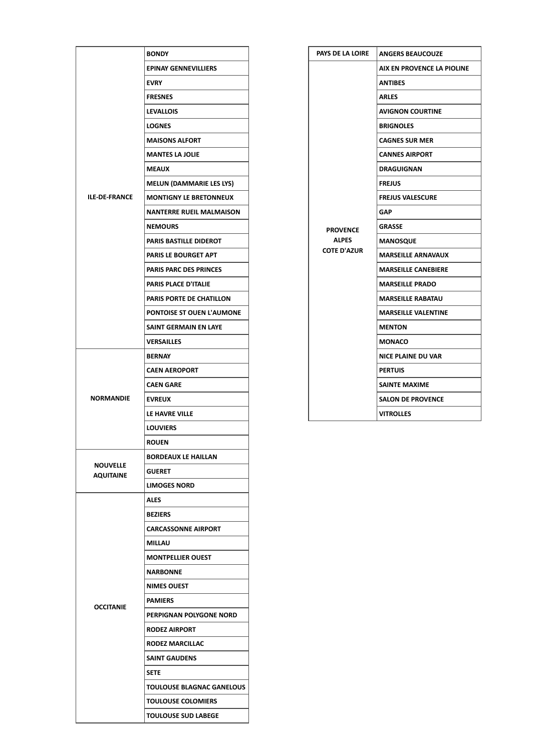| | |
|---|---|
| ILE-DE-FRANCE | BONDY |
| | EPINAY GENNEVILLIERS |
| | EVRY |
| | FRESNES |
| | LEVALLOIS |
| | LOGNES |
| | MAISONS ALFORT |
| | MANTES LA JOLIE |
| | MEAUX |
| | MELUN (DAMMARIE LES LYS) |
| | MONTIGNY LE BRETONNEUX |
| | NANTERRE RUEIL MALMAISON |
| | NEMOURS |
| | PARIS BASTILLE DIDEROT |
| | PARIS LE BOURGET APT |
| | PARIS PARC DES PRINCES |
| | PARIS PLACE D'ITALIE |
| | PARIS PORTE DE CHATILLON |
| | PONTOISE ST OUEN L'AUMONE |
| | SAINT GERMAIN EN LAYE |
| | VERSAILLES |
| NORMANDIE | BERNAY |
| | CAEN AEROPORT |
| | CAEN GARE |
| | EVREUX |
| | LE HAVRE VILLE |
| | LOUVIERS |
| | ROUEN |
| NOUVELLE AQUITAINE | BORDEAUX LE HAILLAN |
| | GUERET |
| | LIMOGES NORD |
| OCCITANIE | ALES |
| | BEZIERS |
| | CARCASSONNE AIRPORT |
| | MILLAU |
| | MONTPELLIER OUEST |
| | NARBONNE |
| | NIMES OUEST |
| | PAMIERS |
| | PERPIGNAN POLYGONE NORD |
| | RODEZ AIRPORT |
| | RODEZ MARCILLAC |
| | SAINT GAUDENS |
| | SETE |
| | TOULOUSE BLAGNAC GANELOUS |
| | TOULOUSE COLOMIERS |
| | TOULOUSE SUD LABEGE |

| | |
|---|---|
| PAYS DE LA LOIRE | ANGERS BEAUCOUZE |
| PROVENCE ALPES COTE D'AZUR | AIX EN PROVENCE LA PIOLINE |
| | ANTIBES |
| | ARLES |
| | AVIGNON COURTINE |
| | BRIGNOLES |
| | CAGNES SUR MER |
| | CANNES AIRPORT |
| | DRAGUIGNAN |
| | FREJUS |
| | FREJUS VALESCURE |
| | GAP |
| | GRASSE |
| | MANOSQUE |
| | MARSEILLE ARNAVAUX |
| | MARSEILLE CANEBIERE |
| | MARSEILLE PRADO |
| | MARSEILLE RABATAU |
| | MARSEILLE VALENTINE |
| | MENTON |
| | MONACO |
| | NICE PLAINE DU VAR |
| | PERTUIS |
| | SAINTE MAXIME |
| | SALON DE PROVENCE |
| | VITROLLES |